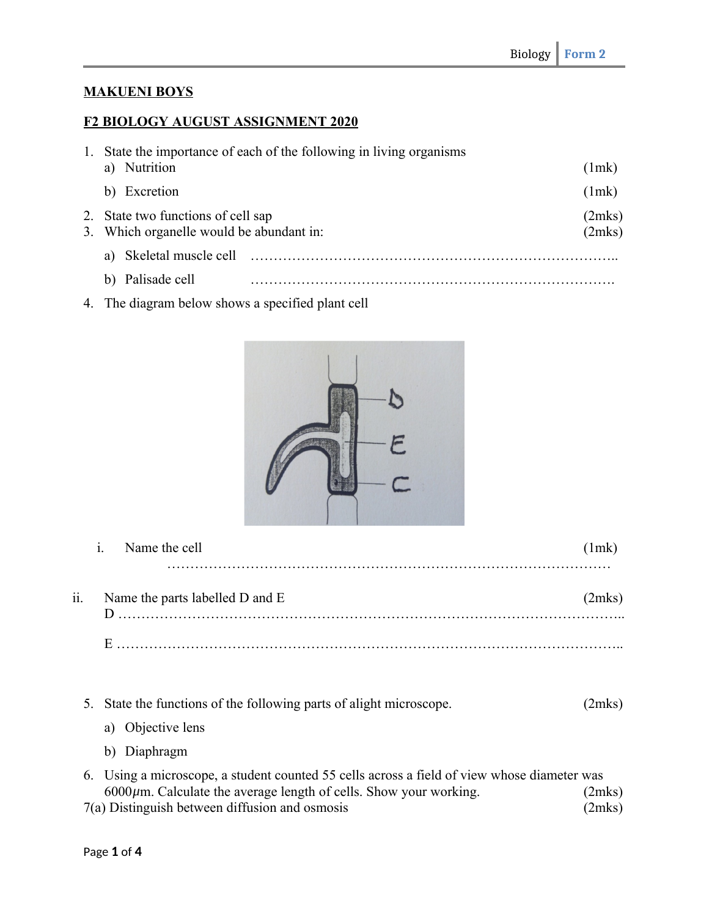**MAKUENI BOYS**

**F2 BIOLOGY AUGUST ASSIGNMENT 2020**

1. State the importance of each of the following in living organisms
   a) Nutrition (1mk)
   b) Excretion (1mk)
2. State two functions of cell sap (2mks)
3. Which organelle would be abundant in: (2mks)
   a) Skeletal muscle cell …………………………………………………………………..
   b) Palisade cell ………………………………………………………………….
4. The diagram below shows a specified plant cell

   i. Name the cell (1mk)
   ……………………………………………………………………………………

ii. Name the parts labelled D and E (2mks)
D ………………………………………………………………………………………………..

E ………………………………………………………………………………………………..

5. State the functions of the following parts of alight microscope. (2mks)
   a) Objective lens
   b) Diaphragm
6. Using a microscope, a student counted 55 cells across a field of view whose diameter was 6000$\mu$m. Calculate the average length of cells. Show your working. (2mks)

7(a) Distinguish between diffusion and osmosis (2mks)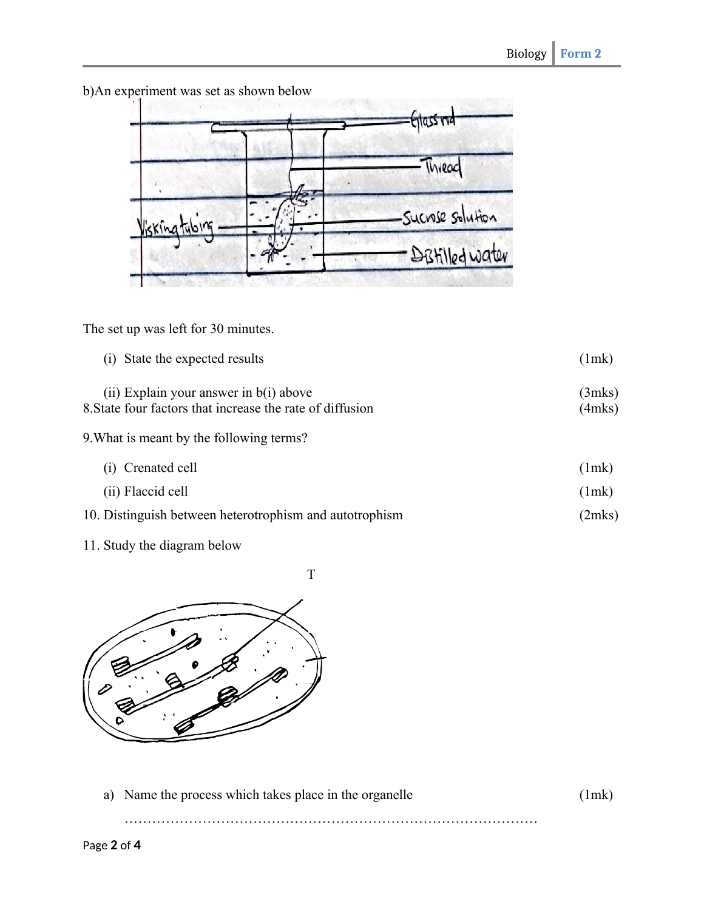b)An experiment was set as shown below

Glass rod

Thread

Visking tubing

Sucrose solution

Distilled water

The set up was left for 30 minutes.

(i) State the expected results (1mk)

(ii) Explain your answer in b(i) above (3mks)

8.State four factors that increase the rate of diffusion (4mks)

9.What is meant by the following terms?

(i) Crenated cell (1mk)

(ii) Flaccid cell (1mk)

10. Distinguish between heterotrophism and autotrophism (2mks)

11. Study the diagram below

T

a) Name the process which takes place in the organelle (1mk)

…………………………………………………………………………………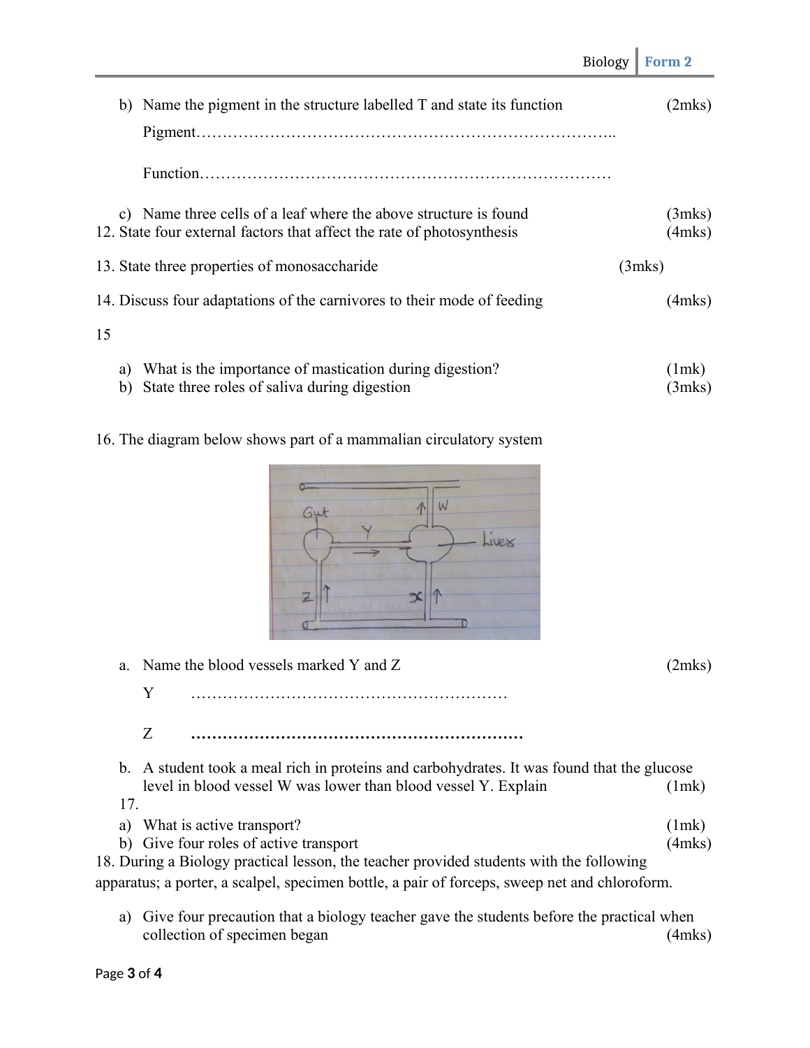b) Name the pigment in the structure labelled T and state its function (2mks)

Pigment…………………………………………………………………..

Function…………………………………………………………………

c) Name three cells of a leaf where the above structure is found (3mks)

12. State four external factors that affect the rate of photosynthesis (4mks)

13. State three properties of monosaccharide (3mks)

14. Discuss four adaptations of the carnivores to their mode of feeding (4mks)

15

a) What is the importance of mastication during digestion? (1mk)

b) State three roles of saliva during digestion (3mks)

16. The diagram below shows part of a mammalian circulatory system

a. Name the blood vessels marked Y and Z (2mks)

Y …………………………………………………

Z …………………………………………………

b. A student took a meal rich in proteins and carbohydrates. It was found that the glucose level in blood vessel W was lower than blood vessel Y. Explain (1mk)

17.

a) What is active transport? (1mk)

b) Give four roles of active transport (4mks)

18. During a Biology practical lesson, the teacher provided students with the following apparatus; a porter, a scalpel, specimen bottle, a pair of forceps, sweep net and chloroform.

a) Give four precaution that a biology teacher gave the students before the practical when collection of specimen began (4mks)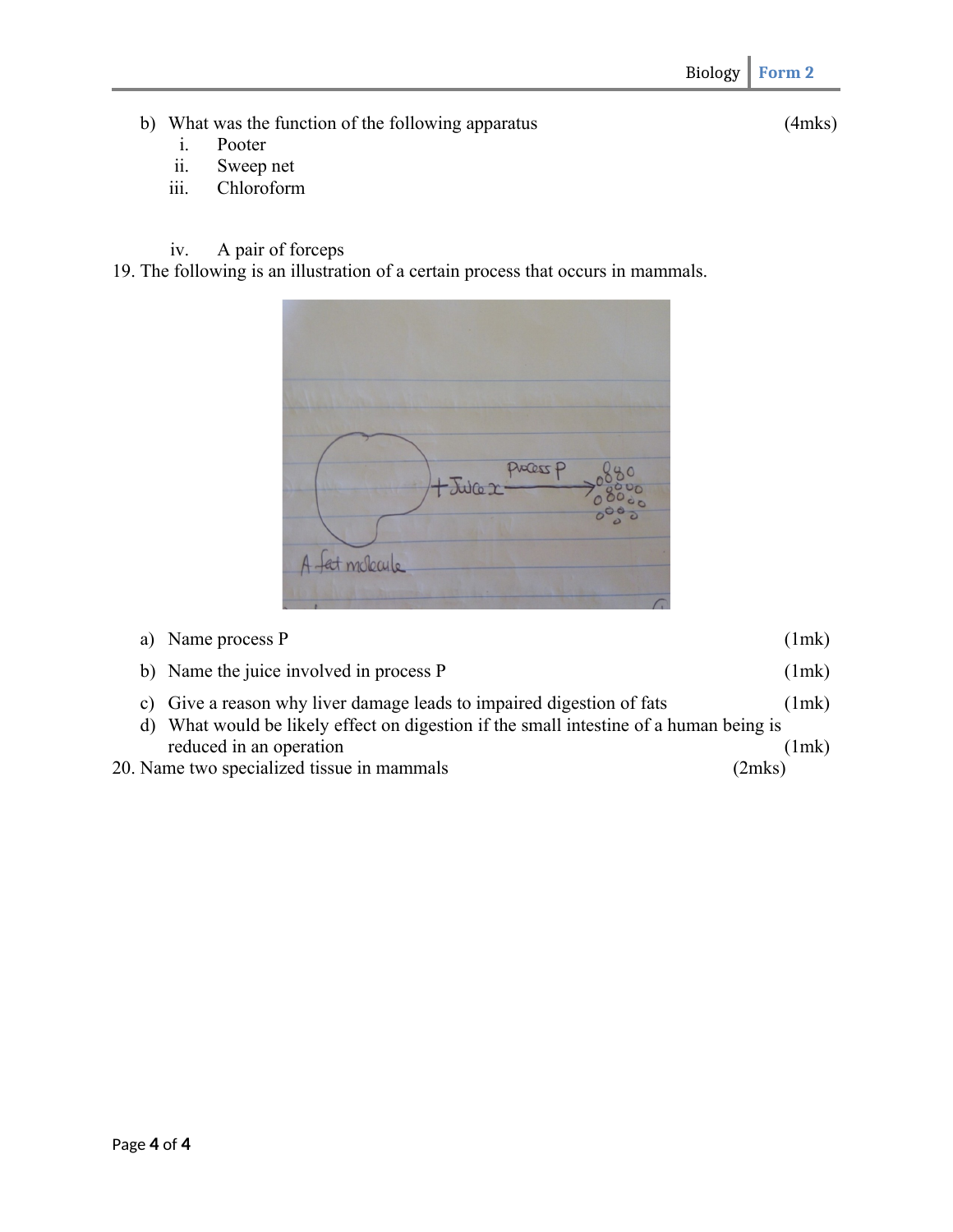b) What was the function of the following apparatus (4mks)
   i. Pooter
   ii. Sweep net
   iii. Chloroform

   iv. A pair of forceps

19. The following is an illustration of a certain process that occurs in mammals.

A fat molecule

+ Juice x

Process P

a) Name process P (1mk)

b) Name the juice involved in process P (1mk)

c) Give a reason why liver damage leads to impaired digestion of fats (1mk)

d) What would be likely effect on digestion if the small intestine of a human being is reduced in an operation (1mk)

20. Name two specialized tissue in mammals (2mks)